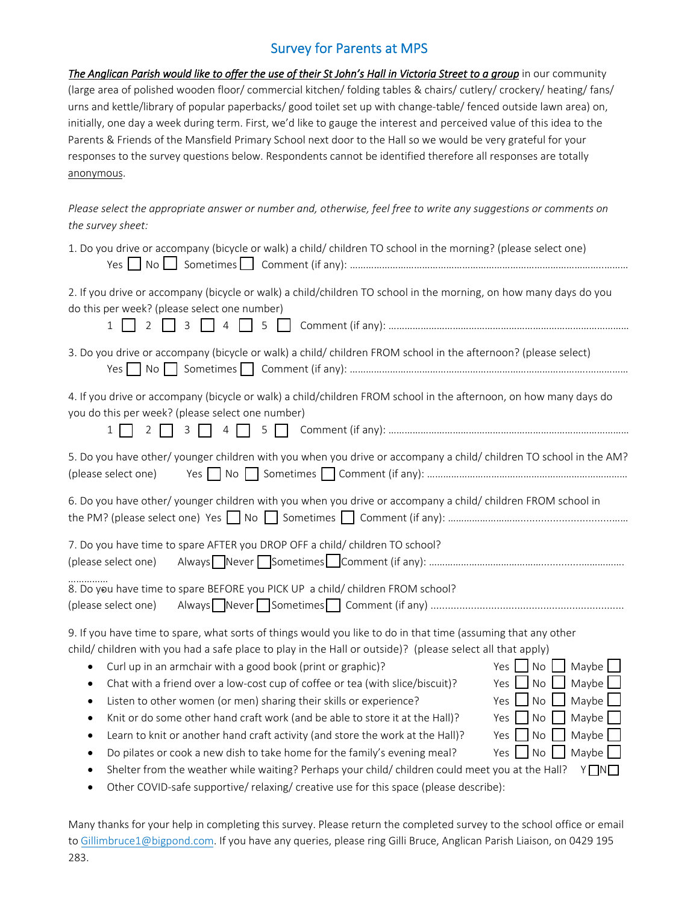# Survey for Parents at MPS

***The Anglican Parish would like to offer the use of their St John's Hall in Victoria Street to a group*** in our community (large area of polished wooden floor/ commercial kitchen/ folding tables & chairs/ cutlery/ crockery/ heating/ fans/ urns and kettle/library of popular paperbacks/ good toilet set up with change-table/ fenced outside lawn area) on, initially, one day a week during term. First, we'd like to gauge the interest and perceived value of this idea to the Parents & Friends of the Mansfield Primary School next door to the Hall so we would be very grateful for your responses to the survey questions below. Respondents cannot be identified therefore all responses are totally anonymous.

*Please select the appropriate answer or number and, otherwise, feel free to write any suggestions or comments on the survey sheet:*

1. Do you drive or accompany (bicycle or walk) a child/ children TO school in the morning? (please select one)
   Yes ☐ No ☐ Sometimes ☐ Comment (if any): ……………………………………………………………………………………

2. If you drive or accompany (bicycle or walk) a child/children TO school in the morning, on how many days do you do this per week? (please select one number)
   1 ☐ 2 ☐ 3 ☐ 4 ☐ 5 ☐ Comment (if any): ……………………………………………………………………………

3. Do you drive or accompany (bicycle or walk) a child/ children FROM school in the afternoon? (please select)
   Yes ☐ No ☐ Sometimes ☐ Comment (if any): ……………………………………………………………………………………

4. If you drive or accompany (bicycle or walk) a child/children FROM school in the afternoon, on how many days do you do this per week? (please select one number)
   1 ☐ 2 ☐ 3 ☐ 4 ☐ 5 ☐ Comment (if any): ……………………………………………………………………………

5. Do you have other/ younger children with you when you drive or accompany a child/ children TO school in the AM? (please select one) Yes ☐ No ☐ Sometimes ☐ Comment (if any): ……………………………………………………………

6. Do you have other/ younger children with you when you drive or accompany a child/ children FROM school in the PM? (please select one) Yes ☐ No ☐ Sometimes ☐ Comment (if any): ……………………………………………………

7. Do you have time to spare AFTER you DROP OFF a child/ children TO school?
   (please select one) Always ☐ Never ☐ Sometimes ☐ Comment (if any): ………………………………………………………………………

8. Do you have time to spare BEFORE you PICK UP a child/ children FROM school?
   (please select one) Always ☐ Never ☐ Sometimes ☐ Comment (if any) ……………………………………………………………

9. If you have time to spare, what sorts of things would you like to do in that time (assuming that any other child/ children with you had a safe place to play in the Hall or outside)? (please select all that apply)
   - Curl up in an armchair with a good book (print or graphic)? Yes ☐ No ☐ Maybe ☐
   - Chat with a friend over a low-cost cup of coffee or tea (with slice/biscuit)? Yes ☐ No ☐ Maybe ☐
   - Listen to other women (or men) sharing their skills or experience? Yes ☐ No ☐ Maybe ☐
   - Knit or do some other hand craft work (and be able to store it at the Hall)? Yes ☐ No ☐ Maybe ☐
   - Learn to knit or another hand craft activity (and store the work at the Hall)? Yes ☐ No ☐ Maybe ☐
   - Do pilates or cook a new dish to take home for the family's evening meal? Yes ☐ No ☐ Maybe ☐
   - Shelter from the weather while waiting? Perhaps your child/ children could meet you at the Hall? Y ☐ N ☐
   - Other COVID-safe supportive/ relaxing/ creative use for this space (please describe):

Many thanks for your help in completing this survey. Please return the completed survey to the school office or email to Gillimbruce1@bigpond.com. If you have any queries, please ring Gilli Bruce, Anglican Parish Liaison, on 0429 195 283.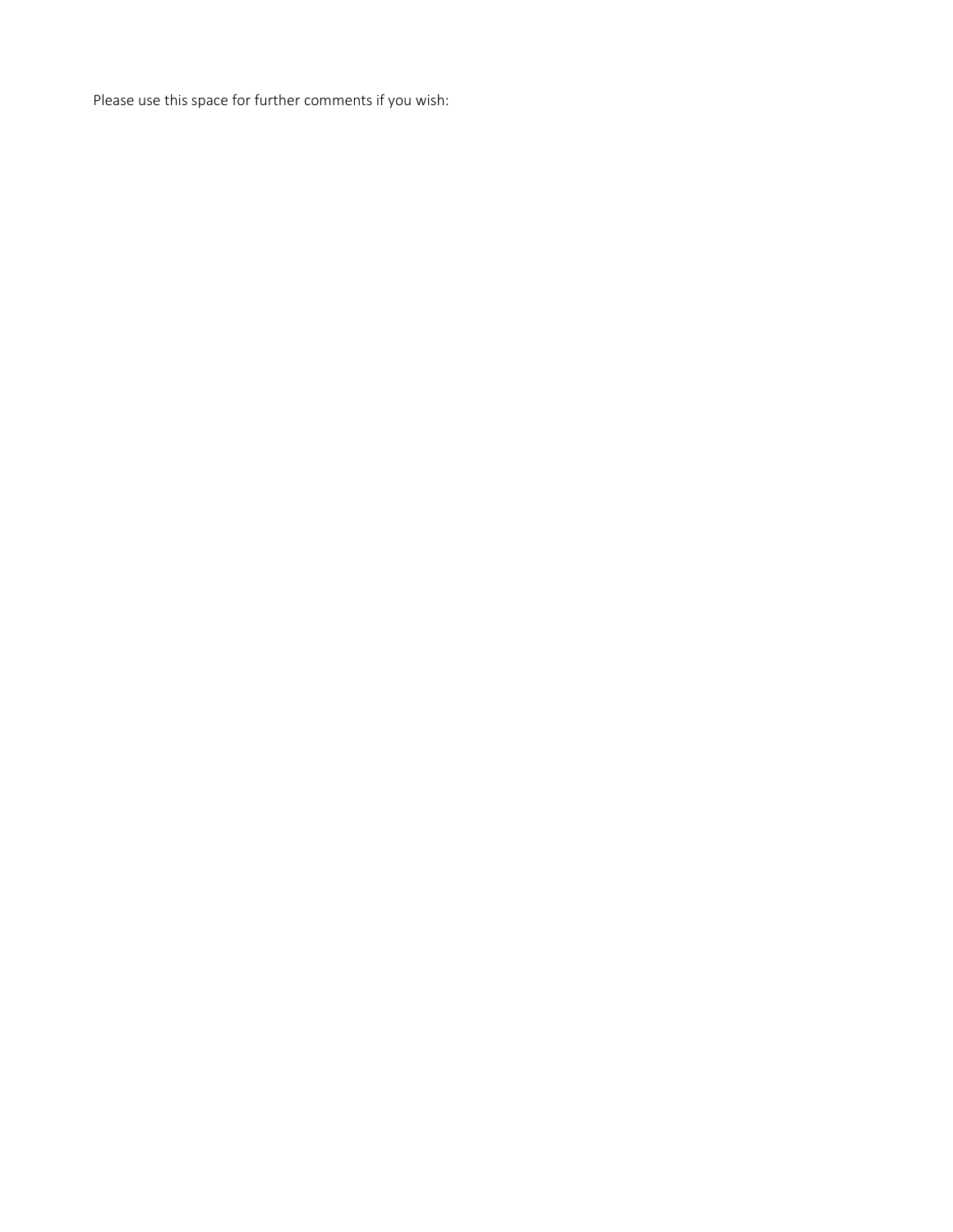Please use this space for further comments if you wish: